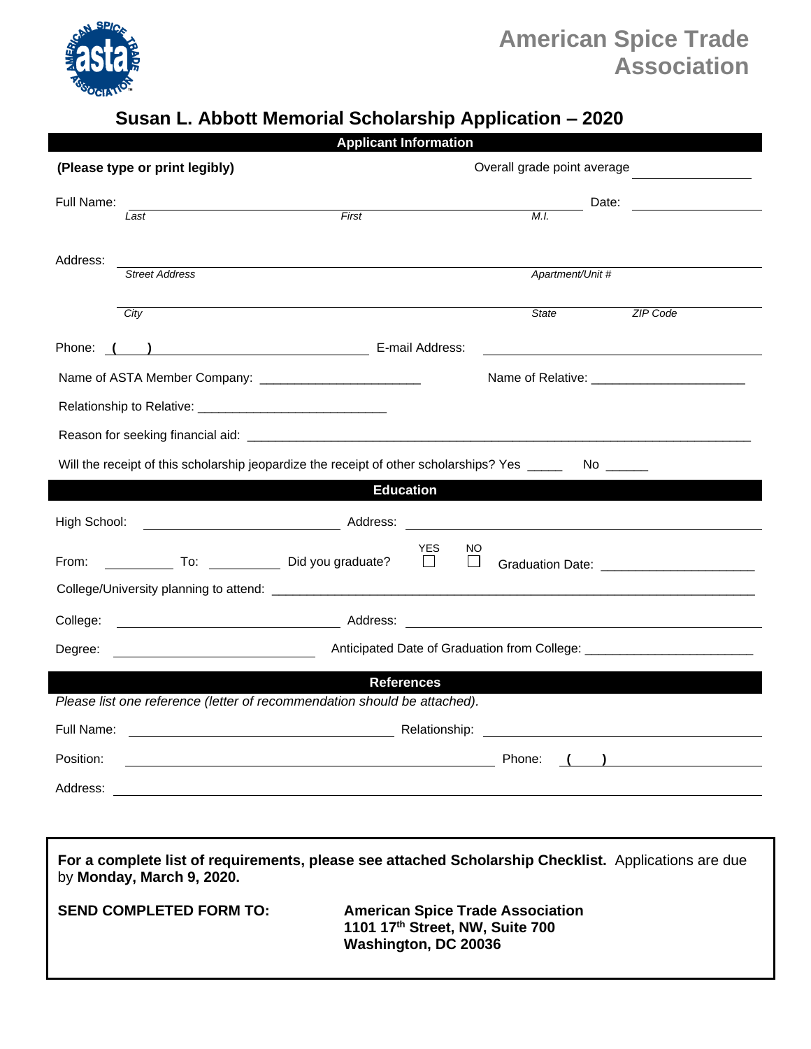# American Spice Trade Association

## Susan L. Abbott Memorial Scholarship Application – 2020

### Applicant Information

**(Please type or print legibly)**

Overall grade point average \_\_\_\_\_\_\_\_\_\_\_\_

Full Name: \_\_\_\_\_\_\_\_\_\_\_\_\_\_\_\_\_\_\_\_\_\_\_\_\_\_\_\_\_\_\_\_\_\_\_\_\_\_\_\_ Date: \_\_\_\_\_\_\_\_\_\_\_\_

*Last* *First* *M.I.*

Address: \_\_\_\_\_\_\_\_\_\_\_\_\_\_\_\_\_\_\_\_\_\_\_\_\_\_\_\_\_\_\_\_\_\_\_\_\_\_\_\_\_\_\_\_\_\_\_\_

*Street Address* *Apartment/Unit #*

\_\_\_\_\_\_\_\_\_\_\_\_\_\_\_\_\_\_\_\_\_\_\_\_\_\_\_\_\_\_\_\_\_\_\_\_\_\_\_\_\_\_\_\_\_\_\_\_

*City* *State* *ZIP Code*

Phone: ( ) \_\_\_\_\_\_\_\_\_\_\_\_\_\_\_\_\_\_ E-mail Address: \_\_\_\_\_\_\_\_\_\_\_\_\_\_\_\_\_\_\_\_

Name of ASTA Member Company: \_\_\_\_\_\_\_\_\_\_\_\_\_\_\_\_\_\_\_\_\_\_ Name of Relative: \_\_\_\_\_\_\_\_\_\_\_\_\_\_\_\_\_\_\_\_\_\_

Relationship to Relative: \_\_\_\_\_\_\_\_\_\_\_\_\_\_\_\_\_\_\_\_\_\_\_\_\_\_\_\_

Reason for seeking financial aid: \_\_\_\_\_\_\_\_\_\_\_\_\_\_\_\_\_\_\_\_\_\_\_\_\_\_\_\_\_\_\_\_\_\_\_\_\_\_\_\_\_\_\_\_\_\_\_\_\_\_\_\_\_\_\_\_\_\_\_\_

Will the receipt of this scholarship jeopardize the receipt of other scholarships? Yes \_\_\_\_\_ No \_\_\_\_\_\_

### Education

High School: \_\_\_\_\_\_\_\_\_\_\_\_\_\_\_\_\_\_\_\_\_\_\_\_\_\_ Address: \_\_\_\_\_\_\_\_\_\_\_\_\_\_\_\_\_\_\_\_\_\_\_\_\_\_\_\_\_\_\_\_\_\_\_\_

From: \_\_\_\_\_\_\_\_\_\_ To: \_\_\_\_\_\_\_\_\_\_ Did you graduate? YES ☐ NO ☐ Graduation Date: \_\_\_\_\_\_\_\_\_\_\_\_\_\_\_\_\_\_\_\_\_\_

College/University planning to attend: \_\_\_\_\_\_\_\_\_\_\_\_\_\_\_\_\_\_\_\_\_\_\_\_\_\_\_\_\_\_\_\_\_\_\_\_\_\_\_\_\_\_\_\_\_\_\_\_\_\_\_\_\_\_\_\_\_\_\_\_\_\_\_\_\_\_\_\_

College: \_\_\_\_\_\_\_\_\_\_\_\_\_\_\_\_\_\_\_\_\_\_\_\_\_\_\_\_\_\_ Address: \_\_\_\_\_\_\_\_\_\_\_\_\_\_\_\_\_\_\_\_\_\_\_\_\_\_\_\_\_\_\_\_\_\_\_\_

Degree: \_\_\_\_\_\_\_\_\_\_\_\_\_\_\_\_\_\_\_\_\_\_\_\_\_\_\_ Anticipated Date of Graduation from College: \_\_\_\_\_\_\_\_\_\_\_\_\_\_\_\_\_\_\_\_\_\_\_\_

### References

*Please list one reference (letter of recommendation should be attached).*

Full Name: \_\_\_\_\_\_\_\_\_\_\_\_\_\_\_\_\_\_\_\_\_\_\_\_\_\_\_\_\_\_\_\_\_\_ Relationship: \_\_\_\_\_\_\_\_\_\_\_\_\_\_\_\_\_\_\_\_\_\_\_\_\_\_\_\_\_\_\_\_\_\_

Position: \_\_\_\_\_\_\_\_\_\_\_\_\_\_\_\_\_\_\_\_\_\_\_\_\_\_\_\_\_\_\_\_\_\_\_\_\_\_\_\_\_\_\_\_\_\_\_\_ Phone: ( ) \_\_\_\_\_\_\_\_\_\_\_\_\_\_\_\_\_\_

Address: \_\_\_\_\_\_\_\_\_\_\_\_\_\_\_\_\_\_\_\_\_\_\_\_\_\_\_\_\_\_\_\_\_\_\_\_\_\_\_\_\_\_\_\_\_\_\_\_\_\_\_\_\_\_\_\_\_\_\_\_\_\_\_\_\_\_\_\_\_\_\_\_\_\_\_\_\_\_\_\_\_\_\_\_\_\_

---

**For a complete list of requirements, please see attached Scholarship Checklist.** Applications are due by **Monday, March 9, 2020.**

**SEND COMPLETED FORM TO:**

**American Spice Trade Association**
**1101 17th Street, NW, Suite 700**
**Washington, DC 20036**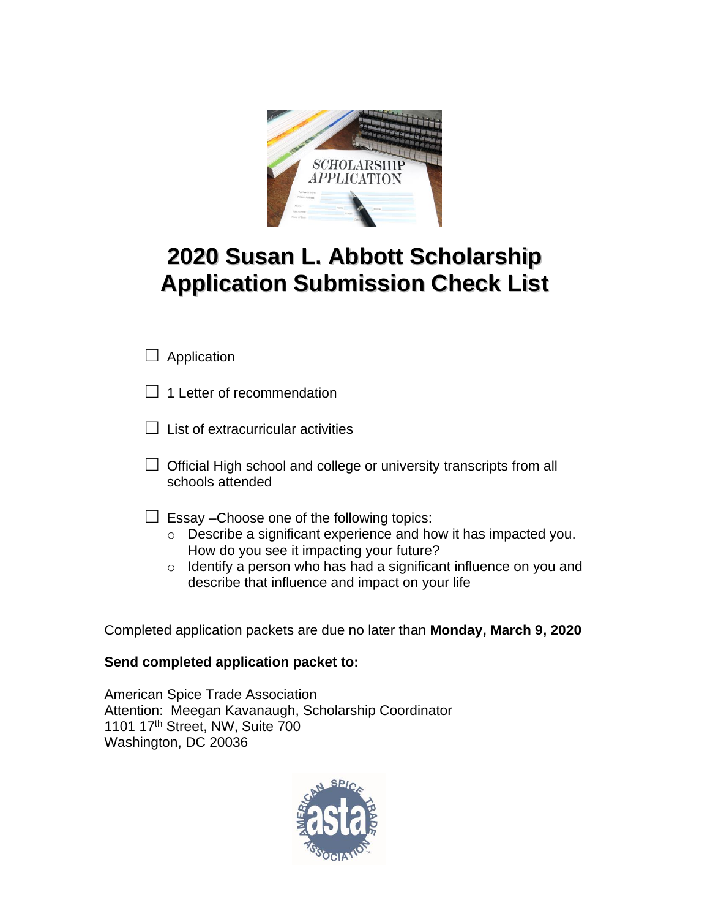# 2020 Susan L. Abbott Scholarship Application Submission Check List

- ☐ Application
- ☐ 1 Letter of recommendation
- ☐ List of extracurricular activities
- ☐ Official High school and college or university transcripts from all schools attended
- ☐ Essay –Choose one of the following topics:
  - Describe a significant experience and how it has impacted you. How do you see it impacting your future?
  - Identify a person who has had a significant influence on you and describe that influence and impact on your life

Completed application packets are due no later than **Monday, March 9, 2020**

**Send completed application packet to:**

American Spice Trade Association
Attention: Meegan Kavanaugh, Scholarship Coordinator
1101 17th Street, NW, Suite 700
Washington, DC 20036